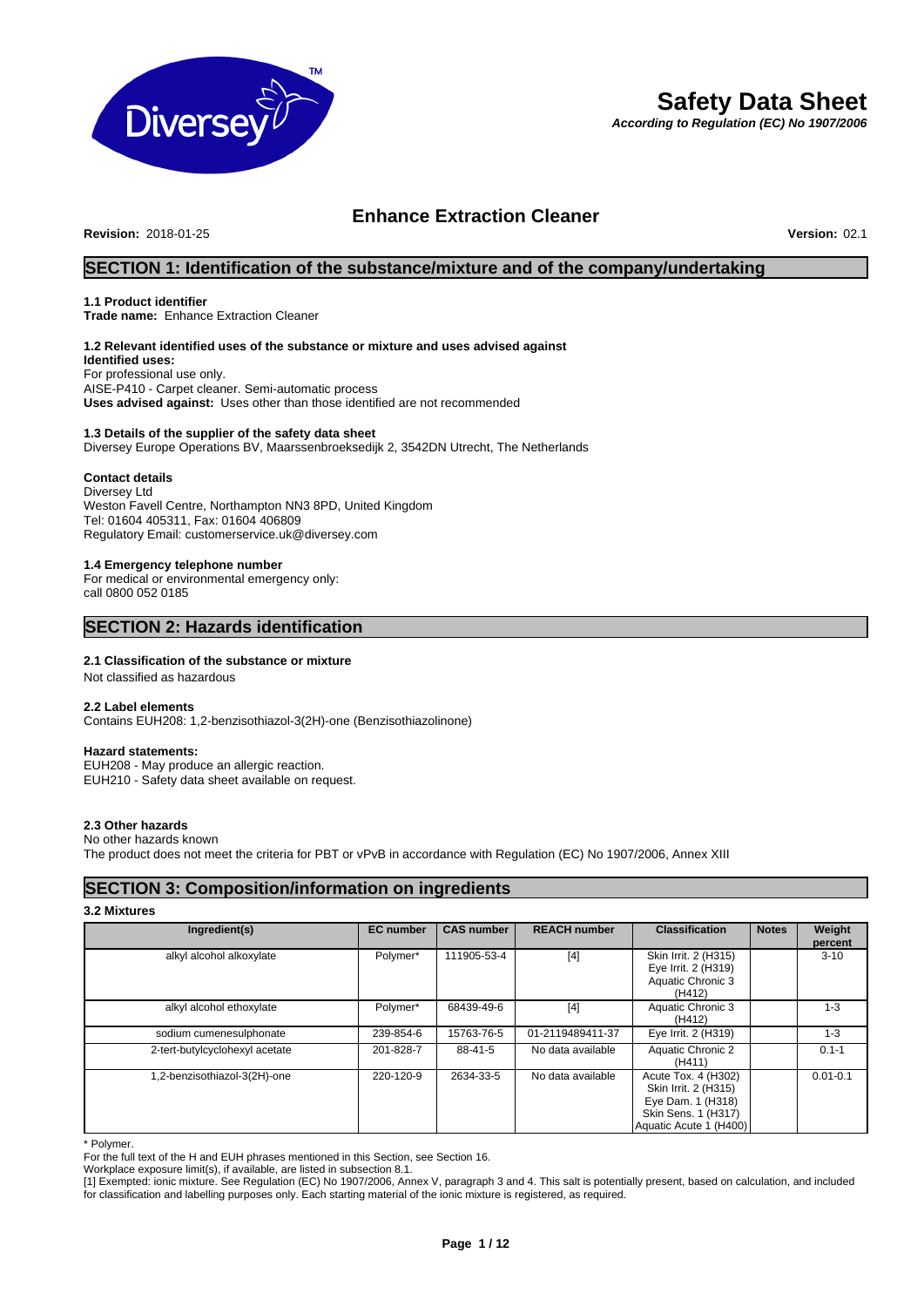# Safety Data Sheet

***According to Regulation (EC) No 1907/2006***

## Enhance Extraction Cleaner

**Revision:** 2018-01-25 **Version:** 02.1

## SECTION 1: Identification of the substance/mixture and of the company/undertaking

### 1.1 Product identifier

**Trade name:** Enhance Extraction Cleaner

### 1.2 Relevant identified uses of the substance or mixture and uses advised against

**Identified uses:**
For professional use only.
AISE-P410 - Carpet cleaner. Semi-automatic process
**Uses advised against:** Uses other than those identified are not recommended

### 1.3 Details of the supplier of the safety data sheet

Diversey Europe Operations BV, Maarssenbroeksedijk 2, 3542DN Utrecht, The Netherlands

**Contact details**
Diversey Ltd
Weston Favell Centre, Northampton NN3 8PD, United Kingdom
Tel: 01604 405311, Fax: 01604 406809
Regulatory Email: customerservice.uk@diversey.com

### 1.4 Emergency telephone number

For medical or environmental emergency only:
call 0800 052 0185

## SECTION 2: Hazards identification

### 2.1 Classification of the substance or mixture

Not classified as hazardous

### 2.2 Label elements

Contains EUH208: 1,2-benzisothiazol-3(2H)-one (Benzisothiazolinone)

**Hazard statements:**
EUH208 - May produce an allergic reaction.
EUH210 - Safety data sheet available on request.

### 2.3 Other hazards

No other hazards known
The product does not meet the criteria for PBT or vPvB in accordance with Regulation (EC) No 1907/2006, Annex XIII

## SECTION 3: Composition/information on ingredients

### 3.2 Mixtures

| Ingredient(s) | EC number | CAS number | REACH number | Classification | Notes | Weight percent |
|---|---|---|---|---|---|---|
| alkyl alcohol alkoxylate | Polymer* | 111905-53-4 | [4] | Skin Irrit. 2 (H315)<br>Eye Irrit. 2 (H319)<br>Aquatic Chronic 3 (H412) | | 3-10 |
| alkyl alcohol ethoxylate | Polymer* | 68439-49-6 | [4] | Aquatic Chronic 3 (H412) | | 1-3 |
| sodium cumenesulphonate | 239-854-6 | 15763-76-5 | 01-2119489411-37 | Eye Irrit. 2 (H319) | | 1-3 |
| 2-tert-butylcyclohexyl acetate | 201-828-7 | 88-41-5 | No data available | Aquatic Chronic 2 (H411) | | 0.1-1 |
| 1,2-benzisothiazol-3(2H)-one | 220-120-9 | 2634-33-5 | No data available | Acute Tox. 4 (H302)<br>Skin Irrit. 2 (H315)<br>Eye Dam. 1 (H318)<br>Skin Sens. 1 (H317)<br>Aquatic Acute 1 (H400) | | 0.01-0.1 |

\* Polymer.
For the full text of the H and EUH phrases mentioned in this Section, see Section 16.
Workplace exposure limit(s), if available, are listed in subsection 8.1.
[1] Exempted: ionic mixture. See Regulation (EC) No 1907/2006, Annex V, paragraph 3 and 4. This salt is potentially present, based on calculation, and included for classification and labelling purposes only. Each starting material of the ionic mixture is registered, as required.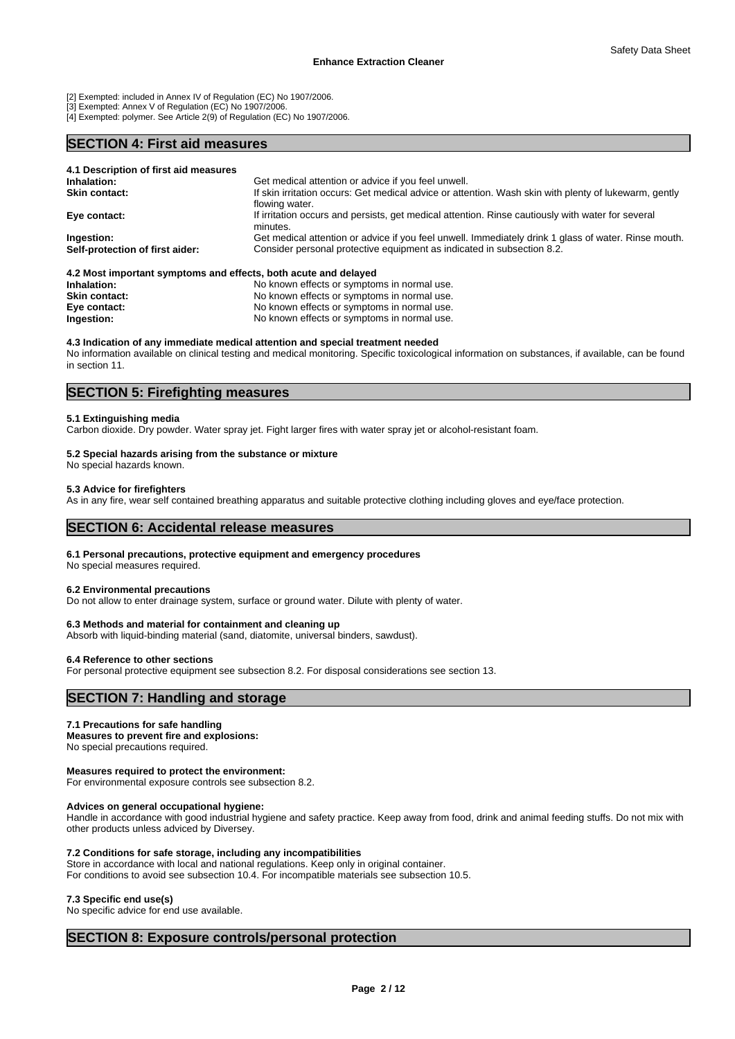[2] Exempted: included in Annex IV of Regulation (EC) No 1907/2006.
[3] Exempted: Annex V of Regulation (EC) No 1907/2006.
[4] Exempted: polymer. See Article 2(9) of Regulation (EC) No 1907/2006.

## SECTION 4: First aid measures

### 4.1 Description of first aid measures

| | |
|---|---|
| **Inhalation:** | Get medical attention or advice if you feel unwell. |
| **Skin contact:** | If skin irritation occurs: Get medical advice or attention. Wash skin with plenty of lukewarm, gently flowing water. |
| **Eye contact:** | If irritation occurs and persists, get medical attention. Rinse cautiously with water for several minutes. |
| **Ingestion:** | Get medical attention or advice if you feel unwell. Immediately drink 1 glass of water. Rinse mouth. |
| **Self-protection of first aider:** | Consider personal protective equipment as indicated in subsection 8.2. |

### 4.2 Most important symptoms and effects, both acute and delayed

| | |
|---|---|
| **Inhalation:** | No known effects or symptoms in normal use. |
| **Skin contact:** | No known effects or symptoms in normal use. |
| **Eye contact:** | No known effects or symptoms in normal use. |
| **Ingestion:** | No known effects or symptoms in normal use. |

### 4.3 Indication of any immediate medical attention and special treatment needed

No information available on clinical testing and medical monitoring. Specific toxicological information on substances, if available, can be found in section 11.

## SECTION 5: Firefighting measures

### 5.1 Extinguishing media

Carbon dioxide. Dry powder. Water spray jet. Fight larger fires with water spray jet or alcohol-resistant foam.

### 5.2 Special hazards arising from the substance or mixture

No special hazards known.

### 5.3 Advice for firefighters

As in any fire, wear self contained breathing apparatus and suitable protective clothing including gloves and eye/face protection.

## SECTION 6: Accidental release measures

### 6.1 Personal precautions, protective equipment and emergency procedures

No special measures required.

### 6.2 Environmental precautions

Do not allow to enter drainage system, surface or ground water. Dilute with plenty of water.

### 6.3 Methods and material for containment and cleaning up

Absorb with liquid-binding material (sand, diatomite, universal binders, sawdust).

### 6.4 Reference to other sections

For personal protective equipment see subsection 8.2. For disposal considerations see section 13.

## SECTION 7: Handling and storage

### 7.1 Precautions for safe handling

**Measures to prevent fire and explosions:**
No special precautions required.

**Measures required to protect the environment:**
For environmental exposure controls see subsection 8.2.

**Advices on general occupational hygiene:**
Handle in accordance with good industrial hygiene and safety practice. Keep away from food, drink and animal feeding stuffs. Do not mix with other products unless adviced by Diversey.

### 7.2 Conditions for safe storage, including any incompatibilities

Store in accordance with local and national regulations. Keep only in original container.
For conditions to avoid see subsection 10.4. For incompatible materials see subsection 10.5.

### 7.3 Specific end use(s)

No specific advice for end use available.

## SECTION 8: Exposure controls/personal protection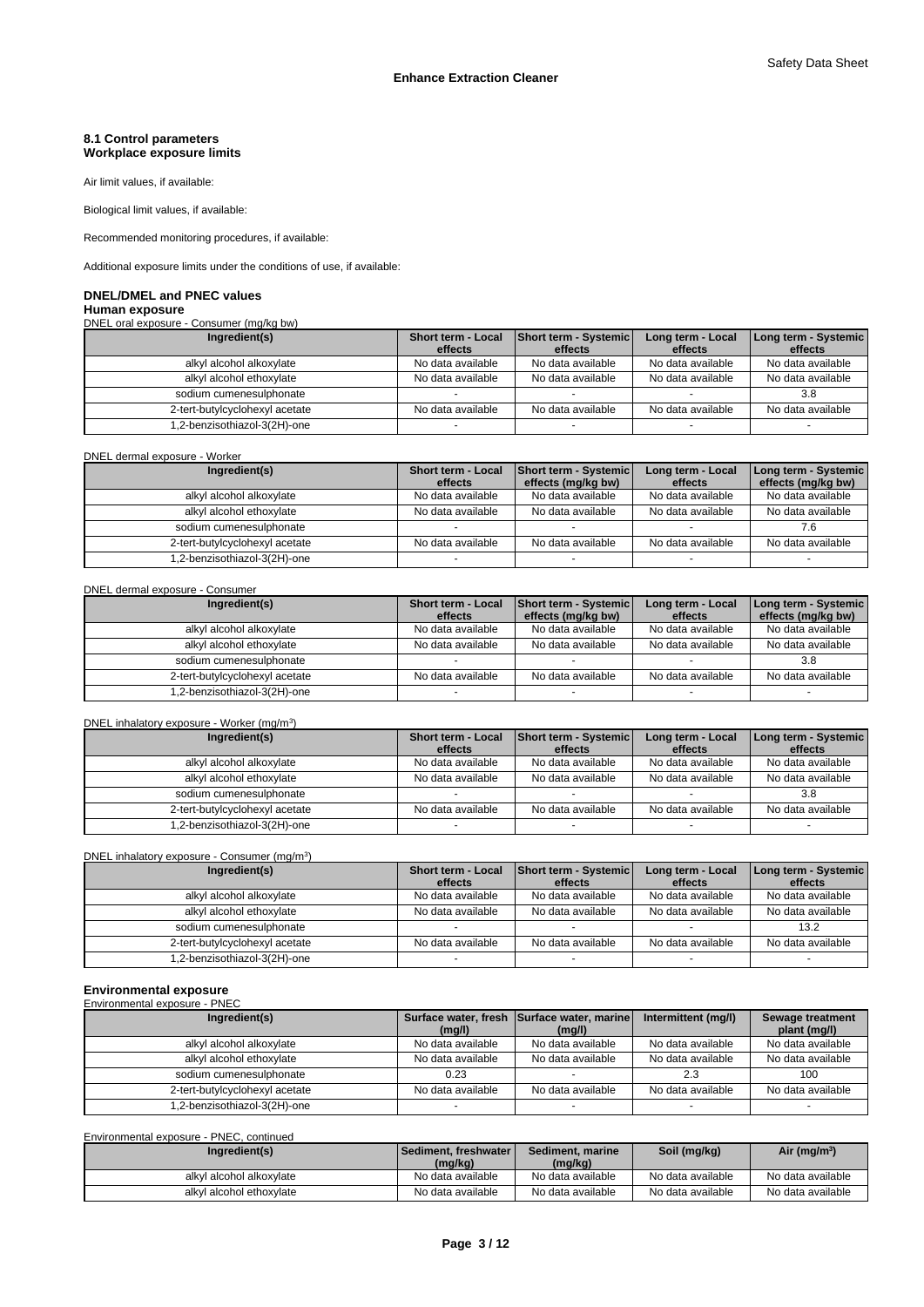### 8.1 Control parameters
### Workplace exposure limits

Air limit values, if available:

Biological limit values, if available:

Recommended monitoring procedures, if available:

Additional exposure limits under the conditions of use, if available:

### DNEL/DMEL and PNEC values
#### Human exposure

DNEL oral exposure - Consumer (mg/kg bw)

| Ingredient(s) | Short term - Local effects | Short term - Systemic effects | Long term - Local effects | Long term - Systemic effects |
|---|---|---|---|---|
| alkyl alcohol alkoxylate | No data available | No data available | No data available | No data available |
| alkyl alcohol ethoxylate | No data available | No data available | No data available | No data available |
| sodium cumenesulphonate | - | - | - | 3.8 |
| 2-tert-butylcyclohexyl acetate | No data available | No data available | No data available | No data available |
| 1,2-benzisothiazol-3(2H)-one | - | - | - | - |

DNEL dermal exposure - Worker

| Ingredient(s) | Short term - Local effects | Short term - Systemic effects (mg/kg bw) | Long term - Local effects | Long term - Systemic effects (mg/kg bw) |
|---|---|---|---|---|
| alkyl alcohol alkoxylate | No data available | No data available | No data available | No data available |
| alkyl alcohol ethoxylate | No data available | No data available | No data available | No data available |
| sodium cumenesulphonate | - | - | - | 7.6 |
| 2-tert-butylcyclohexyl acetate | No data available | No data available | No data available | No data available |
| 1,2-benzisothiazol-3(2H)-one | - | - | - | - |

DNEL dermal exposure - Consumer

| Ingredient(s) | Short term - Local effects | Short term - Systemic effects (mg/kg bw) | Long term - Local effects | Long term - Systemic effects (mg/kg bw) |
|---|---|---|---|---|
| alkyl alcohol alkoxylate | No data available | No data available | No data available | No data available |
| alkyl alcohol ethoxylate | No data available | No data available | No data available | No data available |
| sodium cumenesulphonate | - | - | - | 3.8 |
| 2-tert-butylcyclohexyl acetate | No data available | No data available | No data available | No data available |
| 1,2-benzisothiazol-3(2H)-one | - | - | - | - |

DNEL inhalatory exposure - Worker (mg/m$^3$)

| Ingredient(s) | Short term - Local effects | Short term - Systemic effects | Long term - Local effects | Long term - Systemic effects |
|---|---|---|---|---|
| alkyl alcohol alkoxylate | No data available | No data available | No data available | No data available |
| alkyl alcohol ethoxylate | No data available | No data available | No data available | No data available |
| sodium cumenesulphonate | - | - | - | 3.8 |
| 2-tert-butylcyclohexyl acetate | No data available | No data available | No data available | No data available |
| 1,2-benzisothiazol-3(2H)-one | - | - | - | - |

DNEL inhalatory exposure - Consumer (mg/m$^3$)

| Ingredient(s) | Short term - Local effects | Short term - Systemic effects | Long term - Local effects | Long term - Systemic effects |
|---|---|---|---|---|
| alkyl alcohol alkoxylate | No data available | No data available | No data available | No data available |
| alkyl alcohol ethoxylate | No data available | No data available | No data available | No data available |
| sodium cumenesulphonate | - | - | - | 13.2 |
| 2-tert-butylcyclohexyl acetate | No data available | No data available | No data available | No data available |
| 1,2-benzisothiazol-3(2H)-one | - | - | - | - |

#### Environmental exposure

Environmental exposure - PNEC

| Ingredient(s) | Surface water, fresh (mg/l) | Surface water, marine (mg/l) | Intermittent (mg/l) | Sewage treatment plant (mg/l) |
|---|---|---|---|---|
| alkyl alcohol alkoxylate | No data available | No data available | No data available | No data available |
| alkyl alcohol ethoxylate | No data available | No data available | No data available | No data available |
| sodium cumenesulphonate | 0.23 | - | 2.3 | 100 |
| 2-tert-butylcyclohexyl acetate | No data available | No data available | No data available | No data available |
| 1,2-benzisothiazol-3(2H)-one | - | - | - | - |

Environmental exposure - PNEC, continued

| Ingredient(s) | Sediment, freshwater (mg/kg) | Sediment, marine (mg/kg) | Soil (mg/kg) | Air (mg/m$^3$) |
|---|---|---|---|---|
| alkyl alcohol alkoxylate | No data available | No data available | No data available | No data available |
| alkyl alcohol ethoxylate | No data available | No data available | No data available | No data available |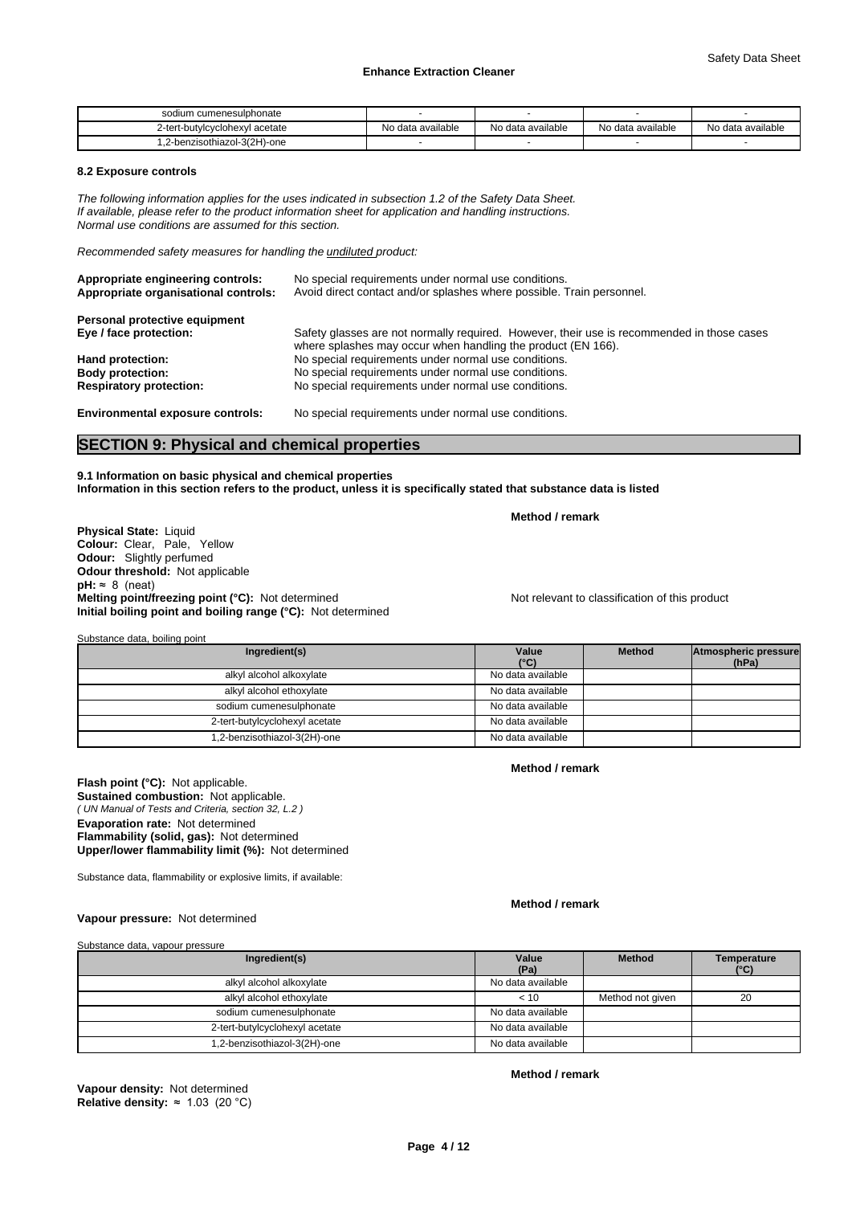| sodium cumenesulphonate | - | - | - | - |
|---|---|---|---|---|
| 2-tert-butylcyclohexyl acetate | No data available | No data available | No data available | No data available |
| 1,2-benzisothiazol-3(2H)-one | - | - | - | - |

### 8.2 Exposure controls

*The following information applies for the uses indicated in subsection 1.2 of the Safety Data Sheet.*
*If available, please refer to the product information sheet for application and handling instructions.*
*Normal use conditions are assumed for this section.*

*Recommended safety measures for handling the undiluted product:*

**Appropriate engineering controls:** No special requirements under normal use conditions.
**Appropriate organisational controls:** Avoid direct contact and/or splashes where possible. Train personnel.

**Personal protective equipment**
**Eye / face protection:** Safety glasses are not normally required. However, their use is recommended in those cases where splashes may occur when handling the product (EN 166).
**Hand protection:** No special requirements under normal use conditions.
**Body protection:** No special requirements under normal use conditions.
**Respiratory protection:** No special requirements under normal use conditions.

**Environmental exposure controls:** No special requirements under normal use conditions.

## SECTION 9: Physical and chemical properties

**9.1 Information on basic physical and chemical properties**
**Information in this section refers to the product, unless it is specifically stated that substance data is listed**

**Method / remark**

**Physical State:** Liquid
**Colour:** Clear, Pale, Yellow
**Odour:** Slightly perfumed
**Odour threshold:** Not applicable
**pH:** ≈ 8 (neat)
**Melting point/freezing point (°C):** Not determined — Not relevant to classification of this product
**Initial boiling point and boiling range (°C):** Not determined

Substance data, boiling point

| Ingredient(s) | Value (°C) | Method | Atmospheric pressure (hPa) |
|---|---|---|---|
| alkyl alcohol alkoxylate | No data available | | |
| alkyl alcohol ethoxylate | No data available | | |
| sodium cumenesulphonate | No data available | | |
| 2-tert-butylcyclohexyl acetate | No data available | | |
| 1,2-benzisothiazol-3(2H)-one | No data available | | |

**Method / remark**

**Flash point (°C):** Not applicable.
**Sustained combustion:** Not applicable.
*( UN Manual of Tests and Criteria, section 32, L.2 )*
**Evaporation rate:** Not determined
**Flammability (solid, gas):** Not determined
**Upper/lower flammability limit (%):** Not determined

Substance data, flammability or explosive limits, if available:

**Method / remark**

**Vapour pressure:** Not determined

Substance data, vapour pressure

| Ingredient(s) | Value (Pa) | Method | Temperature (°C) |
|---|---|---|---|
| alkyl alcohol alkoxylate | No data available | | |
| alkyl alcohol ethoxylate | < 10 | Method not given | 20 |
| sodium cumenesulphonate | No data available | | |
| 2-tert-butylcyclohexyl acetate | No data available | | |
| 1,2-benzisothiazol-3(2H)-one | No data available | | |

**Method / remark**

**Vapour density:** Not determined
**Relative density:** ≈ 1.03 (20 °C)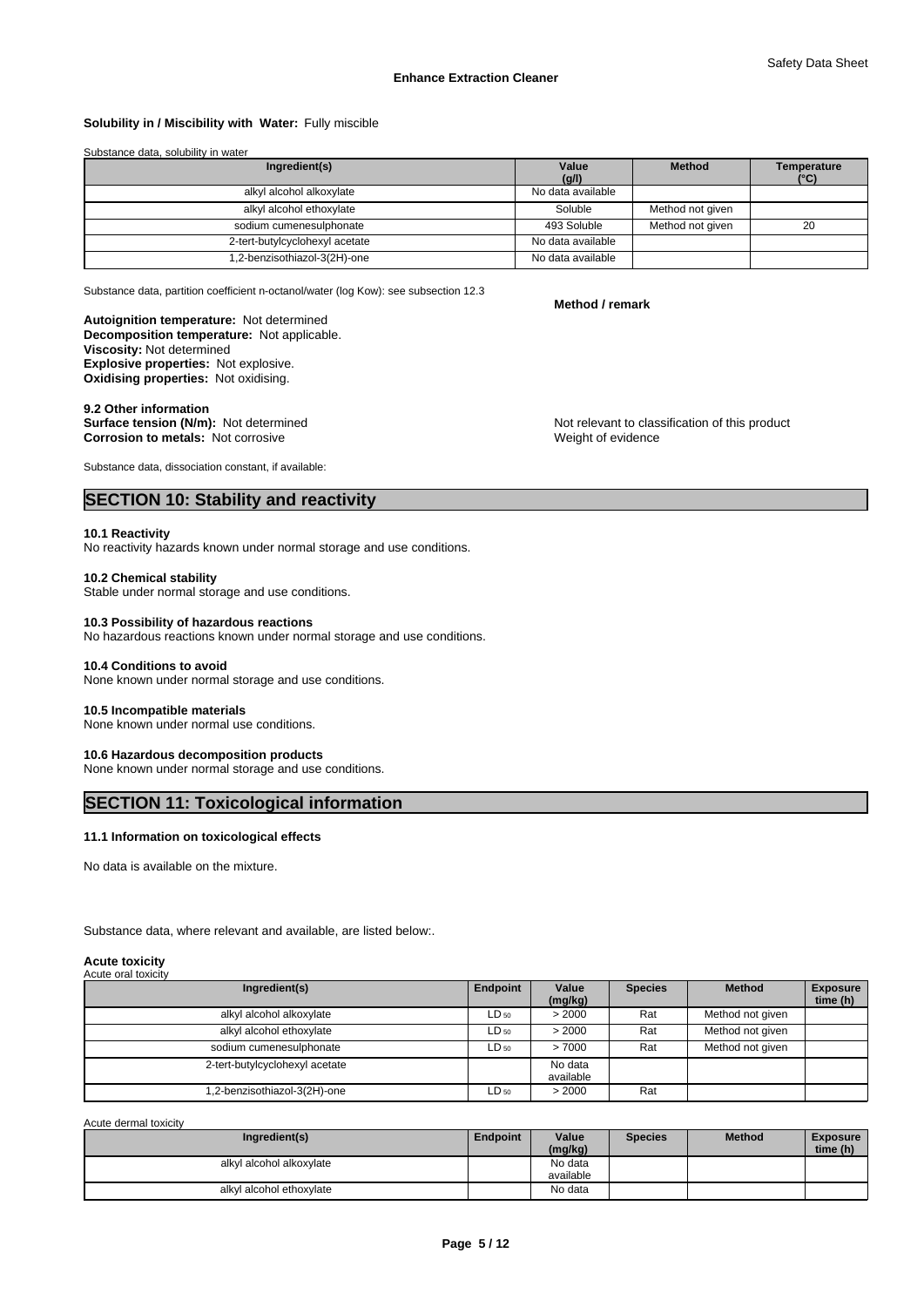**Solubility in / Miscibility with Water:** Fully miscible

Substance data, solubility in water

| Ingredient(s) | Value (g/l) | Method | Temperature (°C) |
|---|---|---|---|
| alkyl alcohol alkoxylate | No data available | | |
| alkyl alcohol ethoxylate | Soluble | Method not given | |
| sodium cumenesulphonate | 493 Soluble | Method not given | 20 |
| 2-tert-butylcyclohexyl acetate | No data available | | |
| 1,2-benzisothiazol-3(2H)-one | No data available | | |

Substance data, partition coefficient n-octanol/water (log Kow): see subsection 12.3

**Method / remark**

**Autoignition temperature:** Not determined
**Decomposition temperature:** Not applicable.
**Viscosity:** Not determined
**Explosive properties:** Not explosive.
**Oxidising properties:** Not oxidising.

**9.2 Other information**
**Surface tension (N/m):** Not determined — Not relevant to classification of this product
**Corrosion to metals:** Not corrosive — Weight of evidence

Substance data, dissociation constant, if available:

## SECTION 10: Stability and reactivity

**10.1 Reactivity**
No reactivity hazards known under normal storage and use conditions.

**10.2 Chemical stability**
Stable under normal storage and use conditions.

**10.3 Possibility of hazardous reactions**
No hazardous reactions known under normal storage and use conditions.

**10.4 Conditions to avoid**
None known under normal storage and use conditions.

**10.5 Incompatible materials**
None known under normal use conditions.

**10.6 Hazardous decomposition products**
None known under normal storage and use conditions.

## SECTION 11: Toxicological information

**11.1 Information on toxicological effects**

No data is available on the mixture.

Substance data, where relevant and available, are listed below:.

**Acute toxicity**
Acute oral toxicity

| Ingredient(s) | Endpoint | Value (mg/kg) | Species | Method | Exposure time (h) |
|---|---|---|---|---|---|
| alkyl alcohol alkoxylate | $LD_{50}$ | > 2000 | Rat | Method not given | |
| alkyl alcohol ethoxylate | $LD_{50}$ | > 2000 | Rat | Method not given | |
| sodium cumenesulphonate | $LD_{50}$ | > 7000 | Rat | Method not given | |
| 2-tert-butylcyclohexyl acetate | | No data available | | | |
| 1,2-benzisothiazol-3(2H)-one | $LD_{50}$ | > 2000 | Rat | | |

Acute dermal toxicity

| Ingredient(s) | Endpoint | Value (mg/kg) | Species | Method | Exposure time (h) |
|---|---|---|---|---|---|
| alkyl alcohol alkoxylate | | No data available | | | |
| alkyl alcohol ethoxylate | | No data | | | |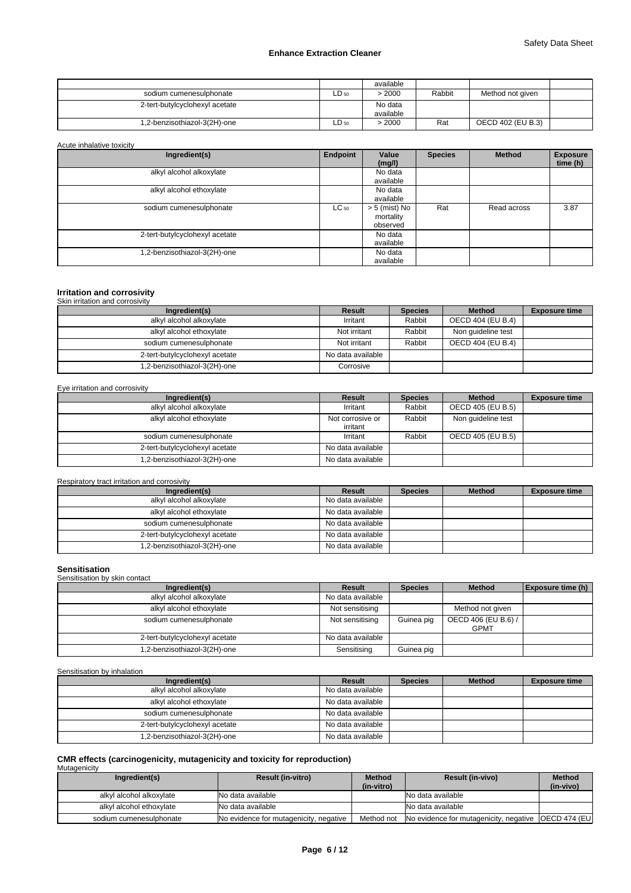|  |  | available |  |  |  |
|---|---|---|---|---|---|
| sodium cumenesulphonate | $LD_{50}$ | > 2000 | Rabbit | Method not given |  |
| 2-tert-butylcyclohexyl acetate |  | No data available |  |  |  |
| 1,2-benzisothiazol-3(2H)-one | $LD_{50}$ | > 2000 | Rat | OECD 402 (EU B.3) |  |

Acute inhalative toxicity

| Ingredient(s) | Endpoint | Value (mg/l) | Species | Method | Exposure time (h) |
|---|---|---|---|---|---|
| alkyl alcohol alkoxylate |  | No data available |  |  |  |
| alkyl alcohol ethoxylate |  | No data available |  |  |  |
| sodium cumenesulphonate | $LC_{50}$ | > 5 (mist) No mortality observed | Rat | Read across | 3.87 |
| 2-tert-butylcyclohexyl acetate |  | No data available |  |  |  |
| 1,2-benzisothiazol-3(2H)-one |  | No data available |  |  |  |

## Irritation and corrosivity

Skin irritation and corrosivity

| Ingredient(s) | Result | Species | Method | Exposure time |
|---|---|---|---|---|
| alkyl alcohol alkoxylate | Irritant | Rabbit | OECD 404 (EU B.4) |  |
| alkyl alcohol ethoxylate | Not irritant | Rabbit | Non guideline test |  |
| sodium cumenesulphonate | Not irritant | Rabbit | OECD 404 (EU B.4) |  |
| 2-tert-butylcyclohexyl acetate | No data available |  |  |  |
| 1,2-benzisothiazol-3(2H)-one | Corrosive |  |  |  |

Eye irritation and corrosivity

| Ingredient(s) | Result | Species | Method | Exposure time |
|---|---|---|---|---|
| alkyl alcohol alkoxylate | Irritant | Rabbit | OECD 405 (EU B.5) |  |
| alkyl alcohol ethoxylate | Not corrosive or irritant | Rabbit | Non guideline test |  |
| sodium cumenesulphonate | Irritant | Rabbit | OECD 405 (EU B.5) |  |
| 2-tert-butylcyclohexyl acetate | No data available |  |  |  |
| 1,2-benzisothiazol-3(2H)-one | No data available |  |  |  |

Respiratory tract irritation and corrosivity

| Ingredient(s) | Result | Species | Method | Exposure time |
|---|---|---|---|---|
| alkyl alcohol alkoxylate | No data available |  |  |  |
| alkyl alcohol ethoxylate | No data available |  |  |  |
| sodium cumenesulphonate | No data available |  |  |  |
| 2-tert-butylcyclohexyl acetate | No data available |  |  |  |
| 1,2-benzisothiazol-3(2H)-one | No data available |  |  |  |

## Sensitisation

Sensitisation by skin contact

| Ingredient(s) | Result | Species | Method | Exposure time (h) |
|---|---|---|---|---|
| alkyl alcohol alkoxylate | No data available |  |  |  |
| alkyl alcohol ethoxylate | Not sensitising |  | Method not given |  |
| sodium cumenesulphonate | Not sensitising | Guinea pig | OECD 406 (EU B.6) / GPMT |  |
| 2-tert-butylcyclohexyl acetate | No data available |  |  |  |
| 1,2-benzisothiazol-3(2H)-one | Sensitising | Guinea pig |  |  |

Sensitisation by inhalation

| Ingredient(s) | Result | Species | Method | Exposure time |
|---|---|---|---|---|
| alkyl alcohol alkoxylate | No data available |  |  |  |
| alkyl alcohol ethoxylate | No data available |  |  |  |
| sodium cumenesulphonate | No data available |  |  |  |
| 2-tert-butylcyclohexyl acetate | No data available |  |  |  |
| 1,2-benzisothiazol-3(2H)-one | No data available |  |  |  |

## CMR effects (carcinogenicity, mutagenicity and toxicity for reproduction)

Mutagenicity

| Ingredient(s) | Result (in-vitro) | Method (in-vitro) | Result (in-vivo) | Method (in-vivo) |
|---|---|---|---|---|
| alkyl alcohol alkoxylate | No data available |  | No data available |  |
| alkyl alcohol ethoxylate | No data available |  | No data available |  |
| sodium cumenesulphonate | No evidence for mutagenicity, negative | Method not | No evidence for mutagenicity, negative | OECD 474 (EU |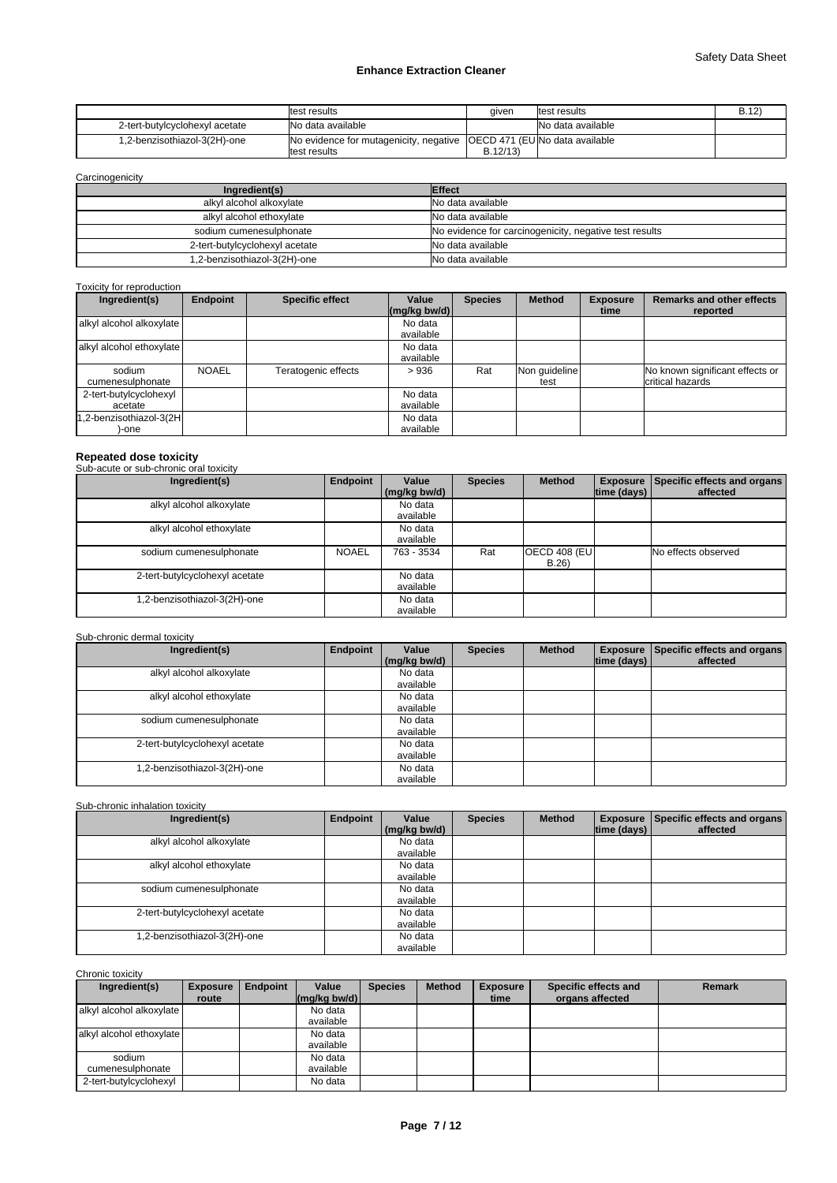| | test results | given | test results | B.12) |
|---|---|---|---|---|
| 2-tert-butylcyclohexyl acetate | No data available | | No data available | |
| 1,2-benzisothiazol-3(2H)-one | No evidence for mutagenicity, negative test results | OECD 471 (EU B.12/13) | No data available | |

Carcinogenicity

| Ingredient(s) | Effect |
|---|---|
| alkyl alcohol alkoxylate | No data available |
| alkyl alcohol ethoxylate | No data available |
| sodium cumenesulphonate | No evidence for carcinogenicity, negative test results |
| 2-tert-butylcyclohexyl acetate | No data available |
| 1,2-benzisothiazol-3(2H)-one | No data available |

Toxicity for reproduction

| Ingredient(s) | Endpoint | Specific effect | Value (mg/kg bw/d) | Species | Method | Exposure time | Remarks and other effects reported |
|---|---|---|---|---|---|---|---|
| alkyl alcohol alkoxylate | | | No data available | | | | |
| alkyl alcohol ethoxylate | | | No data available | | | | |
| sodium cumenesulphonate | NOAEL | Teratogenic effects | > 936 | Rat | Non guideline test | | No known significant effects or critical hazards |
| 2-tert-butylcyclohexyl acetate | | | No data available | | | | |
| 1,2-benzisothiazol-3(2H)-one | | | No data available | | | | |

**Repeated dose toxicity**

Sub-acute or sub-chronic oral toxicity

| Ingredient(s) | Endpoint | Value (mg/kg bw/d) | Species | Method | Exposure time (days) | Specific effects and organs affected |
|---|---|---|---|---|---|---|
| alkyl alcohol alkoxylate | | No data available | | | | |
| alkyl alcohol ethoxylate | | No data available | | | | |
| sodium cumenesulphonate | NOAEL | 763 - 3534 | Rat | OECD 408 (EU B.26) | | No effects observed |
| 2-tert-butylcyclohexyl acetate | | No data available | | | | |
| 1,2-benzisothiazol-3(2H)-one | | No data available | | | | |

Sub-chronic dermal toxicity

| Ingredient(s) | Endpoint | Value (mg/kg bw/d) | Species | Method | Exposure time (days) | Specific effects and organs affected |
|---|---|---|---|---|---|---|
| alkyl alcohol alkoxylate | | No data available | | | | |
| alkyl alcohol ethoxylate | | No data available | | | | |
| sodium cumenesulphonate | | No data available | | | | |
| 2-tert-butylcyclohexyl acetate | | No data available | | | | |
| 1,2-benzisothiazol-3(2H)-one | | No data available | | | | |

Sub-chronic inhalation toxicity

| Ingredient(s) | Endpoint | Value (mg/kg bw/d) | Species | Method | Exposure time (days) | Specific effects and organs affected |
|---|---|---|---|---|---|---|
| alkyl alcohol alkoxylate | | No data available | | | | |
| alkyl alcohol ethoxylate | | No data available | | | | |
| sodium cumenesulphonate | | No data available | | | | |
| 2-tert-butylcyclohexyl acetate | | No data available | | | | |
| 1,2-benzisothiazol-3(2H)-one | | No data available | | | | |

Chronic toxicity

| Ingredient(s) | Exposure route | Endpoint | Value (mg/kg bw/d) | Species | Method | Exposure time | Specific effects and organs affected | Remark |
|---|---|---|---|---|---|---|---|---|
| alkyl alcohol alkoxylate | | | No data available | | | | | |
| alkyl alcohol ethoxylate | | | No data available | | | | | |
| sodium cumenesulphonate | | | No data available | | | | | |
| 2-tert-butylcyclohexyl | | | No data | | | | | |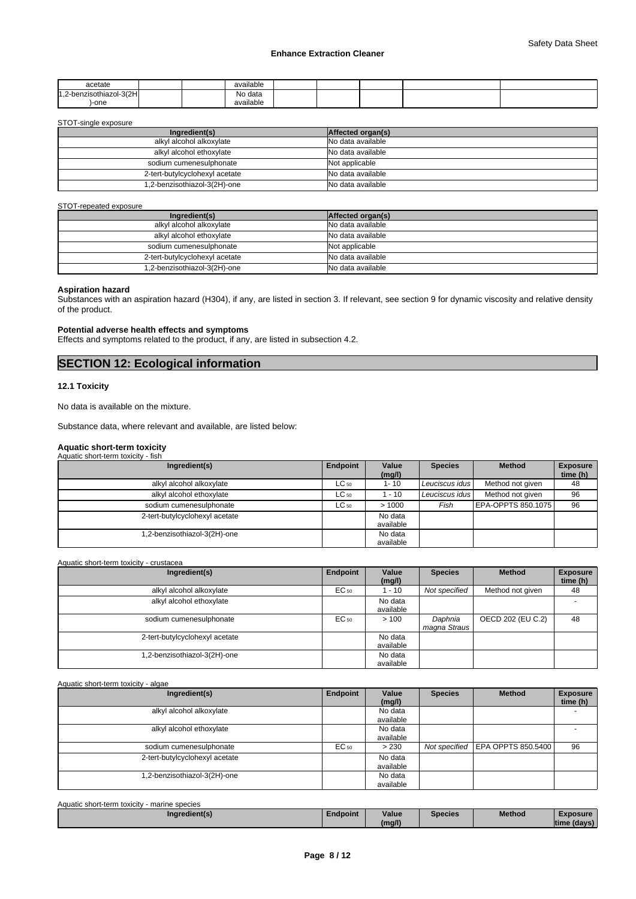| acetate | | | available | | | | | |
|---|---|---|---|---|---|---|---|---|
| 1,2-benzisothiazol-3(2H)-one | | | No data available | | | | | |

STOT-single exposure

| Ingredient(s) | Affected organ(s) |
|---|---|
| alkyl alcohol alkoxylate | No data available |
| alkyl alcohol ethoxylate | No data available |
| sodium cumenesulphonate | Not applicable |
| 2-tert-butylcyclohexyl acetate | No data available |
| 1,2-benzisothiazol-3(2H)-one | No data available |

STOT-repeated exposure

| Ingredient(s) | Affected organ(s) |
|---|---|
| alkyl alcohol alkoxylate | No data available |
| alkyl alcohol ethoxylate | No data available |
| sodium cumenesulphonate | Not applicable |
| 2-tert-butylcyclohexyl acetate | No data available |
| 1,2-benzisothiazol-3(2H)-one | No data available |

**Aspiration hazard**

Substances with an aspiration hazard (H304), if any, are listed in section 3. If relevant, see section 9 for dynamic viscosity and relative density of the product.

**Potential adverse health effects and symptoms**

Effects and symptoms related to the product, if any, are listed in subsection 4.2.

# SECTION 12: Ecological information

**12.1 Toxicity**

No data is available on the mixture.

Substance data, where relevant and available, are listed below:

**Aquatic short-term toxicity**

Aquatic short-term toxicity - fish

| Ingredient(s) | Endpoint | Value (mg/l) | Species | Method | Exposure time (h) |
|---|---|---|---|---|---|
| alkyl alcohol alkoxylate | $LC_{50}$ | 1- 10 | *Leuciscus idus* | Method not given | 48 |
| alkyl alcohol ethoxylate | $LC_{50}$ | 1 - 10 | *Leuciscus idus* | Method not given | 96 |
| sodium cumenesulphonate | $LC_{50}$ | > 1000 | *Fish* | EPA-OPPTS 850.1075 | 96 |
| 2-tert-butylcyclohexyl acetate | | No data available | | | |
| 1,2-benzisothiazol-3(2H)-one | | No data available | | | |

Aquatic short-term toxicity - crustacea

| Ingredient(s) | Endpoint | Value (mg/l) | Species | Method | Exposure time (h) |
|---|---|---|---|---|---|
| alkyl alcohol alkoxylate | $EC_{50}$ | 1 - 10 | *Not specified* | Method not given | 48 |
| alkyl alcohol ethoxylate | | No data available | | | - |
| sodium cumenesulphonate | $EC_{50}$ | > 100 | *Daphnia magna Straus* | OECD 202 (EU C.2) | 48 |
| 2-tert-butylcyclohexyl acetate | | No data available | | | |
| 1,2-benzisothiazol-3(2H)-one | | No data available | | | |

Aquatic short-term toxicity - algae

| Ingredient(s) | Endpoint | Value (mg/l) | Species | Method | Exposure time (h) |
|---|---|---|---|---|---|
| alkyl alcohol alkoxylate | | No data available | | | - |
| alkyl alcohol ethoxylate | | No data available | | | - |
| sodium cumenesulphonate | $EC_{50}$ | > 230 | *Not specified* | EPA OPPTS 850.5400 | 96 |
| 2-tert-butylcyclohexyl acetate | | No data available | | | |
| 1,2-benzisothiazol-3(2H)-one | | No data available | | | |

Aquatic short-term toxicity - marine species

| Ingredient(s) | Endpoint | Value (mg/l) | Species | Method | Exposure time (days) |
|---|---|---|---|---|---|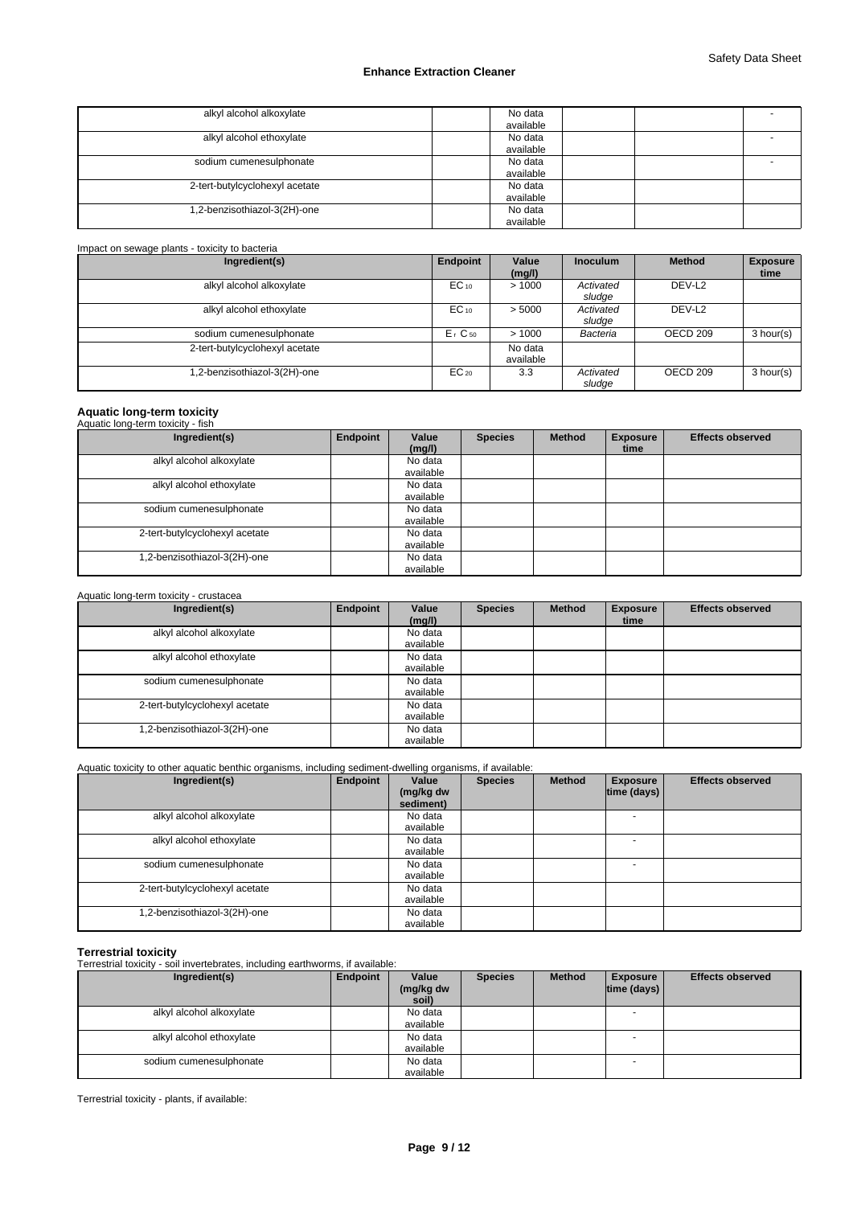| alkyl alcohol alkoxylate | | No data available | | | - |
|---|---|---|---|---|---|
| alkyl alcohol ethoxylate | | No data available | | | - |
| sodium cumenesulphonate | | No data available | | | - |
| 2-tert-butylcyclohexyl acetate | | No data available | | | |
| 1,2-benzisothiazol-3(2H)-one | | No data available | | | |

Impact on sewage plants - toxicity to bacteria

| Ingredient(s) | Endpoint | Value (mg/l) | Inoculum | Method | Exposure time |
|---|---|---|---|---|---|
| alkyl alcohol alkoxylate | $EC_{10}$ | > 1000 | *Activated sludge* | DEV-L2 | |
| alkyl alcohol ethoxylate | $EC_{10}$ | > 5000 | *Activated sludge* | DEV-L2 | |
| sodium cumenesulphonate | $E_rC_{50}$ | > 1000 | *Bacteria* | OECD 209 | 3 hour(s) |
| 2-tert-butylcyclohexyl acetate | | No data available | | | |
| 1,2-benzisothiazol-3(2H)-one | $EC_{20}$ | 3.3 | *Activated sludge* | OECD 209 | 3 hour(s) |

**Aquatic long-term toxicity**

Aquatic long-term toxicity - fish

| Ingredient(s) | Endpoint | Value (mg/l) | Species | Method | Exposure time | Effects observed |
|---|---|---|---|---|---|---|
| alkyl alcohol alkoxylate | | No data available | | | | |
| alkyl alcohol ethoxylate | | No data available | | | | |
| sodium cumenesulphonate | | No data available | | | | |
| 2-tert-butylcyclohexyl acetate | | No data available | | | | |
| 1,2-benzisothiazol-3(2H)-one | | No data available | | | | |

Aquatic long-term toxicity - crustacea

| Ingredient(s) | Endpoint | Value (mg/l) | Species | Method | Exposure time | Effects observed |
|---|---|---|---|---|---|---|
| alkyl alcohol alkoxylate | | No data available | | | | |
| alkyl alcohol ethoxylate | | No data available | | | | |
| sodium cumenesulphonate | | No data available | | | | |
| 2-tert-butylcyclohexyl acetate | | No data available | | | | |
| 1,2-benzisothiazol-3(2H)-one | | No data available | | | | |

Aquatic toxicity to other aquatic benthic organisms, including sediment-dwelling organisms, if available:

| Ingredient(s) | Endpoint | Value (mg/kg dw sediment) | Species | Method | Exposure time (days) | Effects observed |
|---|---|---|---|---|---|---|
| alkyl alcohol alkoxylate | | No data available | | | - | |
| alkyl alcohol ethoxylate | | No data available | | | - | |
| sodium cumenesulphonate | | No data available | | | - | |
| 2-tert-butylcyclohexyl acetate | | No data available | | | | |
| 1,2-benzisothiazol-3(2H)-one | | No data available | | | | |

**Terrestrial toxicity**

Terrestrial toxicity - soil invertebrates, including earthworms, if available:

| Ingredient(s) | Endpoint | Value (mg/kg dw soil) | Species | Method | Exposure time (days) | Effects observed |
|---|---|---|---|---|---|---|
| alkyl alcohol alkoxylate | | No data available | | | - | |
| alkyl alcohol ethoxylate | | No data available | | | - | |
| sodium cumenesulphonate | | No data available | | | - | |

Terrestrial toxicity - plants, if available: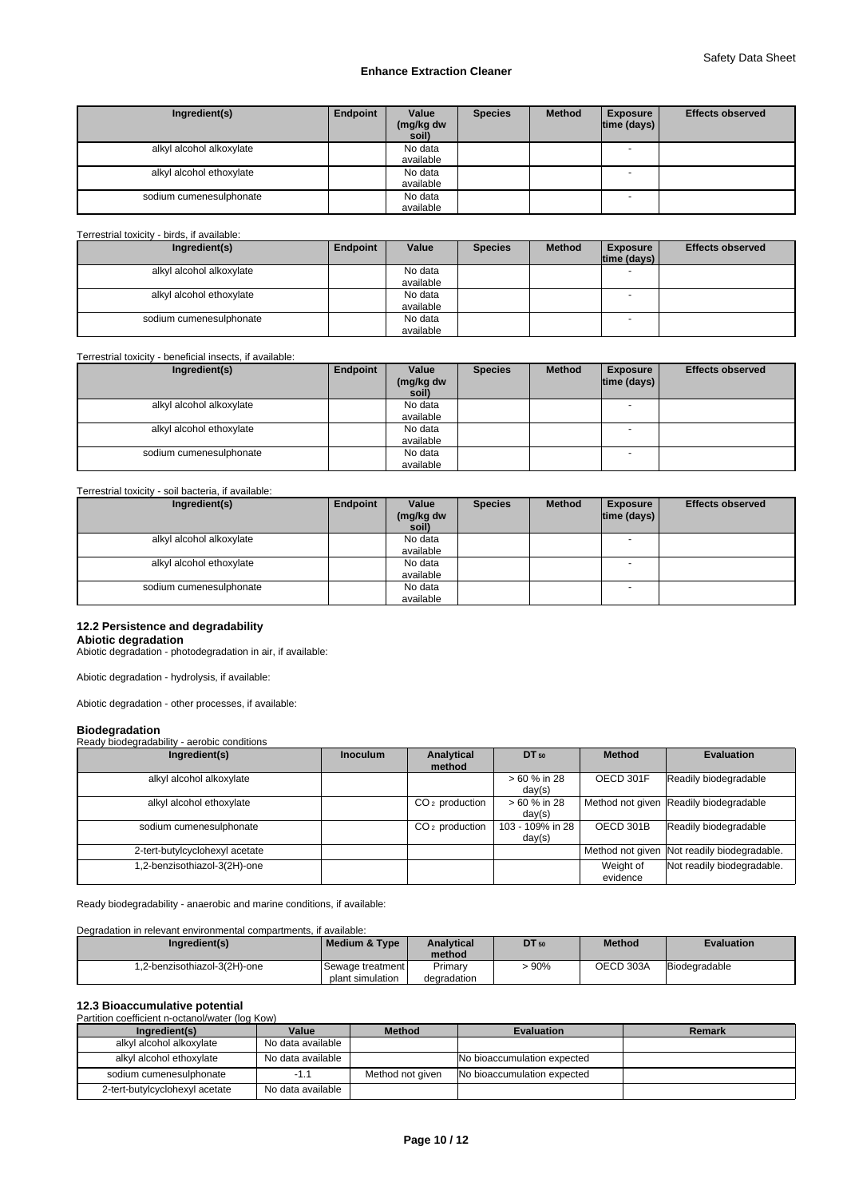| Ingredient(s) | Endpoint | Value (mg/kg dw soil) | Species | Method | Exposure time (days) | Effects observed |
|---|---|---|---|---|---|---|
| alkyl alcohol alkoxylate | | No data available | | | - | |
| alkyl alcohol ethoxylate | | No data available | | | - | |
| sodium cumenesulphonate | | No data available | | | - | |

Terrestrial toxicity - birds, if available:

| Ingredient(s) | Endpoint | Value | Species | Method | Exposure time (days) | Effects observed |
|---|---|---|---|---|---|---|
| alkyl alcohol alkoxylate | | No data available | | | - | |
| alkyl alcohol ethoxylate | | No data available | | | - | |
| sodium cumenesulphonate | | No data available | | | - | |

Terrestrial toxicity - beneficial insects, if available:

| Ingredient(s) | Endpoint | Value (mg/kg dw soil) | Species | Method | Exposure time (days) | Effects observed |
|---|---|---|---|---|---|---|
| alkyl alcohol alkoxylate | | No data available | | | - | |
| alkyl alcohol ethoxylate | | No data available | | | - | |
| sodium cumenesulphonate | | No data available | | | - | |

Terrestrial toxicity - soil bacteria, if available:

| Ingredient(s) | Endpoint | Value (mg/kg dw soil) | Species | Method | Exposure time (days) | Effects observed |
|---|---|---|---|---|---|---|
| alkyl alcohol alkoxylate | | No data available | | | - | |
| alkyl alcohol ethoxylate | | No data available | | | - | |
| sodium cumenesulphonate | | No data available | | | - | |

### 12.2 Persistence and degradability

**Abiotic degradation**

Abiotic degradation - photodegradation in air, if available:

Abiotic degradation - hydrolysis, if available:

Abiotic degradation - other processes, if available:

**Biodegradation**

Ready biodegradability - aerobic conditions

| Ingredient(s) | Inoculum | Analytical method | $DT_{50}$ | Method | Evaluation |
|---|---|---|---|---|---|
| alkyl alcohol alkoxylate | | | > 60 % in 28 day(s) | OECD 301F | Readily biodegradable |
| alkyl alcohol ethoxylate | | $CO_2$ production | > 60 % in 28 day(s) | Method not given | Readily biodegradable |
| sodium cumenesulphonate | | $CO_2$ production | 103 - 109% in 28 day(s) | OECD 301B | Readily biodegradable |
| 2-tert-butylcyclohexyl acetate | | | | Method not given | Not readily biodegradable. |
| 1,2-benzisothiazol-3(2H)-one | | | | Weight of evidence | Not readily biodegradable. |

Ready biodegradability - anaerobic and marine conditions, if available:

Degradation in relevant environmental compartments, if available:

| Ingredient(s) | Medium & Type | Analytical method | $DT_{50}$ | Method | Evaluation |
|---|---|---|---|---|---|
| 1,2-benzisothiazol-3(2H)-one | Sewage treatment plant simulation | Primary degradation | > 90% | OECD 303A | Biodegradable |

### 12.3 Bioaccumulative potential

Partition coefficient n-octanol/water (log Kow)

| Ingredient(s) | Value | Method | Evaluation | Remark |
|---|---|---|---|---|
| alkyl alcohol alkoxylate | No data available | | | |
| alkyl alcohol ethoxylate | No data available | | No bioaccumulation expected | |
| sodium cumenesulphonate | -1.1 | Method not given | No bioaccumulation expected | |
| 2-tert-butylcyclohexyl acetate | No data available | | | |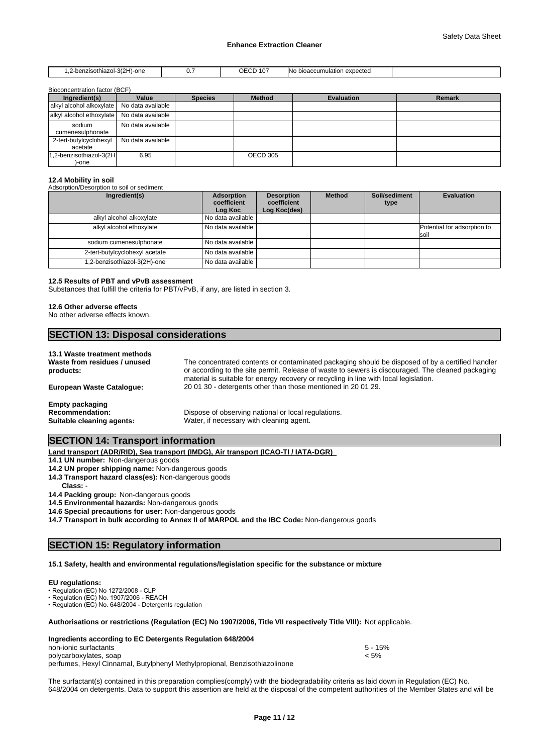| 1,2-benzisothiazol-3(2H)-one | 0.7 | OECD 107 | No bioaccumulation expected | |
|---|---|---|---|---|

Bioconcentration factor (BCF)

| Ingredient(s) | Value | Species | Method | Evaluation | Remark |
|---|---|---|---|---|---|
| alkyl alcohol alkoxylate | No data available | | | | |
| alkyl alcohol ethoxylate | No data available | | | | |
| sodium cumenesulphonate | No data available | | | | |
| 2-tert-butylcyclohexyl acetate | No data available | | | | |
| 1,2-benzisothiazol-3(2H)-one | 6.95 | | OECD 305 | | |

**12.4 Mobility in soil**

Adsorption/Desorption to soil or sediment

| Ingredient(s) | Adsorption coefficient Log Koc | Desorption coefficient Log Koc(des) | Method | Soil/sediment type | Evaluation |
|---|---|---|---|---|---|
| alkyl alcohol alkoxylate | No data available | | | | |
| alkyl alcohol ethoxylate | No data available | | | | Potential for adsorption to soil |
| sodium cumenesulphonate | No data available | | | | |
| 2-tert-butylcyclohexyl acetate | No data available | | | | |
| 1,2-benzisothiazol-3(2H)-one | No data available | | | | |

**12.5 Results of PBT and vPvB assessment**

Substances that fulfill the criteria for PBT/vPvB, if any, are listed in section 3.

**12.6 Other adverse effects**

No other adverse effects known.

## SECTION 13: Disposal considerations

**13.1 Waste treatment methods**

**Waste from residues / unused products:** The concentrated contents or contaminated packaging should be disposed of by a certified handler or according to the site permit. Release of waste to sewers is discouraged. The cleaned packaging material is suitable for energy recovery or recycling in line with local legislation.

**European Waste Catalogue:** 20 01 30 - detergents other than those mentioned in 20 01 29.

**Empty packaging**

**Recommendation:** Dispose of observing national or local regulations.

**Suitable cleaning agents:** Water, if necessary with cleaning agent.

## SECTION 14: Transport information

**Land transport (ADR/RID), Sea transport (IMDG), Air transport (ICAO-TI / IATA-DGR)**

**14.1 UN number:** Non-dangerous goods

**14.2 UN proper shipping name:** Non-dangerous goods

**14.3 Transport hazard class(es):** Non-dangerous goods

**Class:** -

**14.4 Packing group:** Non-dangerous goods

**14.5 Environmental hazards:** Non-dangerous goods

**14.6 Special precautions for user:** Non-dangerous goods

**14.7 Transport in bulk according to Annex II of MARPOL and the IBC Code:** Non-dangerous goods

## SECTION 15: Regulatory information

**15.1 Safety, health and environmental regulations/legislation specific for the substance or mixture**

**EU regulations:**

- Regulation (EC) No 1272/2008 - CLP
- Regulation (EC) No. 1907/2006 - REACH
- Regulation (EC) No. 648/2004 - Detergents regulation

**Authorisations or restrictions (Regulation (EC) No 1907/2006, Title VII respectively Title VIII):** Not applicable.

**Ingredients according to EC Detergents Regulation 648/2004**

| | |
|---|---|
| non-ionic surfactants | 5 - 15% |
| polycarboxylates, soap | < 5% |
| perfumes, Hexyl Cinnamal, Butylphenyl Methylpropional, Benzisothiazolinone | |

The surfactant(s) contained in this preparation complies(comply) with the biodegradability criteria as laid down in Regulation (EC) No. 648/2004 on detergents. Data to support this assertion are held at the disposal of the competent authorities of the Member States and will be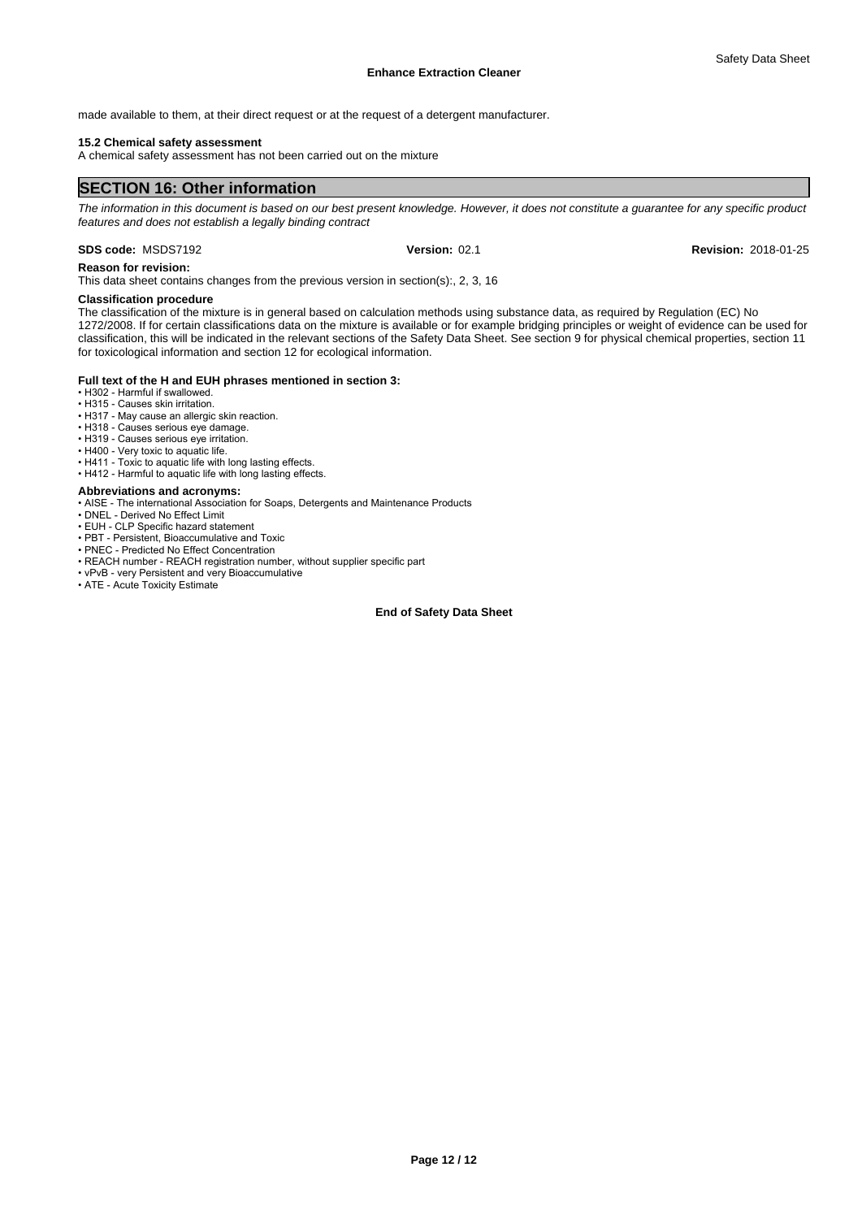made available to them, at their direct request or at the request of a detergent manufacturer.

**15.2 Chemical safety assessment**

A chemical safety assessment has not been carried out on the mixture

## SECTION 16: Other information

*The information in this document is based on our best present knowledge. However, it does not constitute a guarantee for any specific product features and does not establish a legally binding contract*

**SDS code:** MSDS7192 **Version:** 02.1 **Revision:** 2018-01-25

**Reason for revision:**

This data sheet contains changes from the previous version in section(s):, 2, 3, 16

**Classification procedure**

The classification of the mixture is in general based on calculation methods using substance data, as required by Regulation (EC) No 1272/2008. If for certain classifications data on the mixture is available or for example bridging principles or weight of evidence can be used for classification, this will be indicated in the relevant sections of the Safety Data Sheet. See section 9 for physical chemical properties, section 11 for toxicological information and section 12 for ecological information.

**Full text of the H and EUH phrases mentioned in section 3:**

- H302 - Harmful if swallowed.
- H315 - Causes skin irritation.
- H317 - May cause an allergic skin reaction.
- H318 - Causes serious eye damage.
- H319 - Causes serious eye irritation.
- H400 - Very toxic to aquatic life.
- H411 - Toxic to aquatic life with long lasting effects.
- H412 - Harmful to aquatic life with long lasting effects.

**Abbreviations and acronyms:**

- AISE - The international Association for Soaps, Detergents and Maintenance Products
- DNEL - Derived No Effect Limit
- EUH - CLP Specific hazard statement
- PBT - Persistent, Bioaccumulative and Toxic
- PNEC - Predicted No Effect Concentration
- REACH number - REACH registration number, without supplier specific part
- vPvB - very Persistent and very Bioaccumulative
- ATE - Acute Toxicity Estimate

**End of Safety Data Sheet**